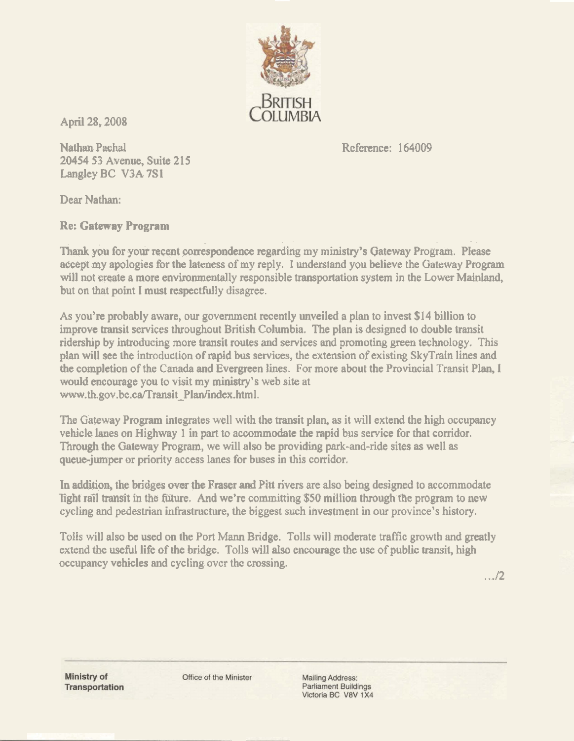BRITISH COLUMBIA

April 28, 2008

Nathan Pachal
20454 53 Avenue, Suite 215
Langley BC V3A 7S1

Reference: 164009

Dear Nathan:

**Re: Gateway Program**

Thank you for your recent correspondence regarding my ministry's Gateway Program. Please accept my apologies for the lateness of my reply. I understand you believe the Gateway Program will not create a more environmentally responsible transportation system in the Lower Mainland, but on that point I must respectfully disagree.

As you're probably aware, our government recently unveiled a plan to invest $14 billion to improve transit services throughout British Columbia. The plan is designed to double transit ridership by introducing more transit routes and services and promoting green technology. This plan will see the introduction of rapid bus services, the extension of existing SkyTrain lines and the completion of the Canada and Evergreen lines. For more about the Provincial Transit Plan, I would encourage you to visit my ministry's web site at www.th.gov.bc.ca/Transit_Plan/index.html.

The Gateway Program integrates well with the transit plan, as it will extend the high occupancy vehicle lanes on Highway 1 in part to accommodate the rapid bus service for that corridor. Through the Gateway Program, we will also be providing park-and-ride sites as well as queue-jumper or priority access lanes for buses in this corridor.

In addition, the bridges over the Fraser and Pitt rivers are also being designed to accommodate light rail transit in the future. And we're committing $50 million through the program to new cycling and pedestrian infrastructure, the biggest such investment in our province's history.

Tolls will also be used on the Port Mann Bridge. Tolls will moderate traffic growth and greatly extend the useful life of the bridge. Tolls will also encourage the use of public transit, high occupancy vehicles and cycling over the crossing.

.../2

**Ministry of Transportation** Office of the Minister Mailing Address: Parliament Buildings Victoria BC V8V 1X4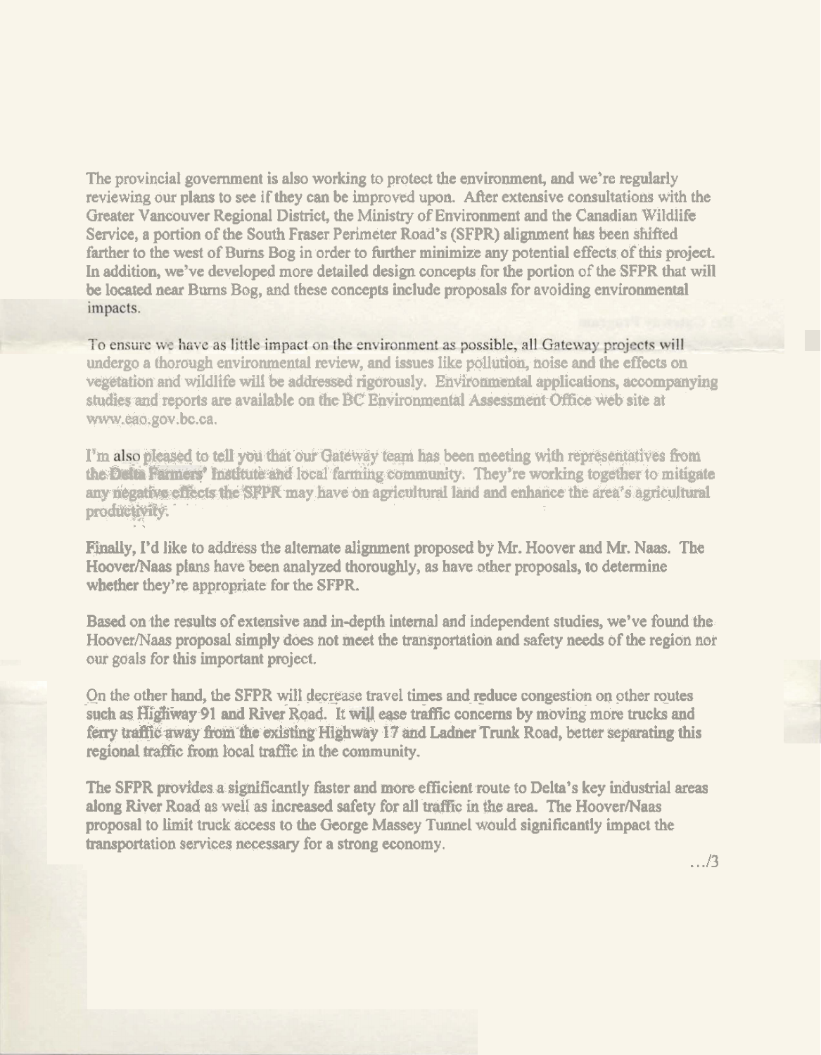The provincial government is also working to protect the environment, and we're regularly reviewing our plans to see if they can be improved upon. After extensive consultations with the Greater Vancouver Regional District, the Ministry of Environment and the Canadian Wildlife Service, a portion of the South Fraser Perimeter Road's (SFPR) alignment has been shifted farther to the west of Burns Bog in order to further minimize any potential effects of this project. In addition, we've developed more detailed design concepts for the portion of the SFPR that will be located near Burns Bog, and these concepts include proposals for avoiding environmental impacts.

To ensure we have as little impact on the environment as possible, all Gateway projects will undergo a thorough environmental review, and issues like pollution, noise and the effects on vegetation and wildlife will be addressed rigorously. Environmental applications, accompanying studies and reports are available on the BC Environmental Assessment Office web site at www.eao.gov.bc.ca.

I'm also pleased to tell you that our Gateway team has been meeting with representatives from the Delta Farmers' Institute and local farming community. They're working together to mitigate any negative effects the SFPR may have on agricultural land and enhance the area's agricultural productivity.

Finally, I'd like to address the alternate alignment proposed by Mr. Hoover and Mr. Naas. The Hoover/Naas plans have been analyzed thoroughly, as have other proposals, to determine whether they're appropriate for the SFPR.

Based on the results of extensive and in-depth internal and independent studies, we've found the Hoover/Naas proposal simply does not meet the transportation and safety needs of the region nor our goals for this important project.

On the other hand, the SFPR will decrease travel times and reduce congestion on other routes such as Highway 91 and River Road. It will ease traffic concerns by moving more trucks and ferry traffic away from the existing Highway 17 and Ladner Trunk Road, better separating this regional traffic from local traffic in the community.

The SFPR provides a significantly faster and more efficient route to Delta's key industrial areas along River Road as well as increased safety for all traffic in the area. The Hoover/Naas proposal to limit truck access to the George Massey Tunnel would significantly impact the transportation services necessary for a strong economy.

.../3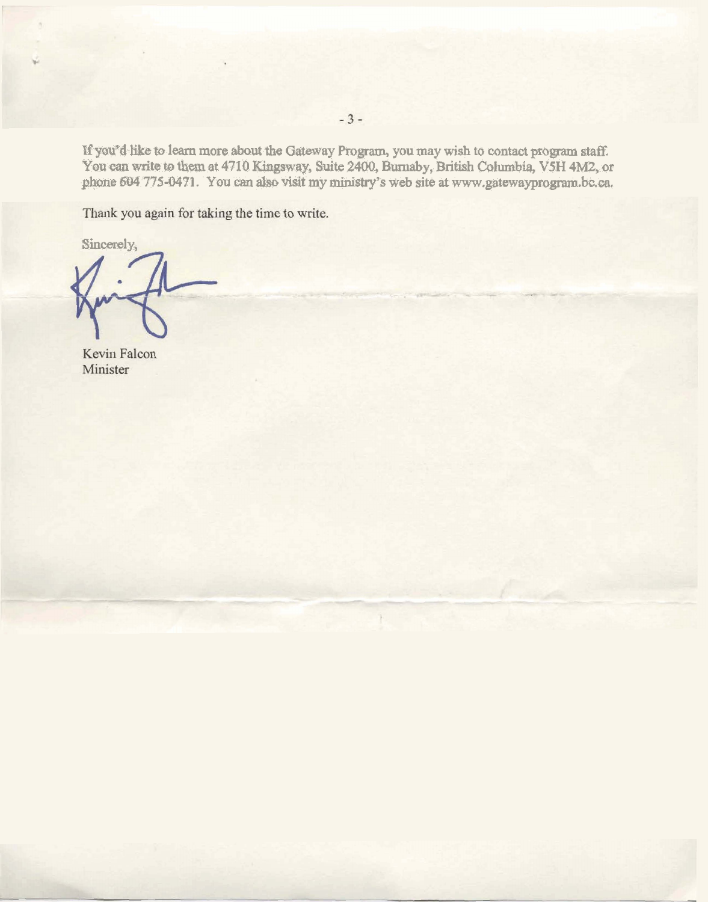If you'd like to learn more about the Gateway Program, you may wish to contact program staff. You can write to them at 4710 Kingsway, Suite 2400, Burnaby, British Columbia, V5H 4M2, or phone 604 775-0471. You can also visit my ministry's web site at www.gatewayprogram.bc.ca.

Thank you again for taking the time to write.

Sincerely,

Kevin Falcon
Minister